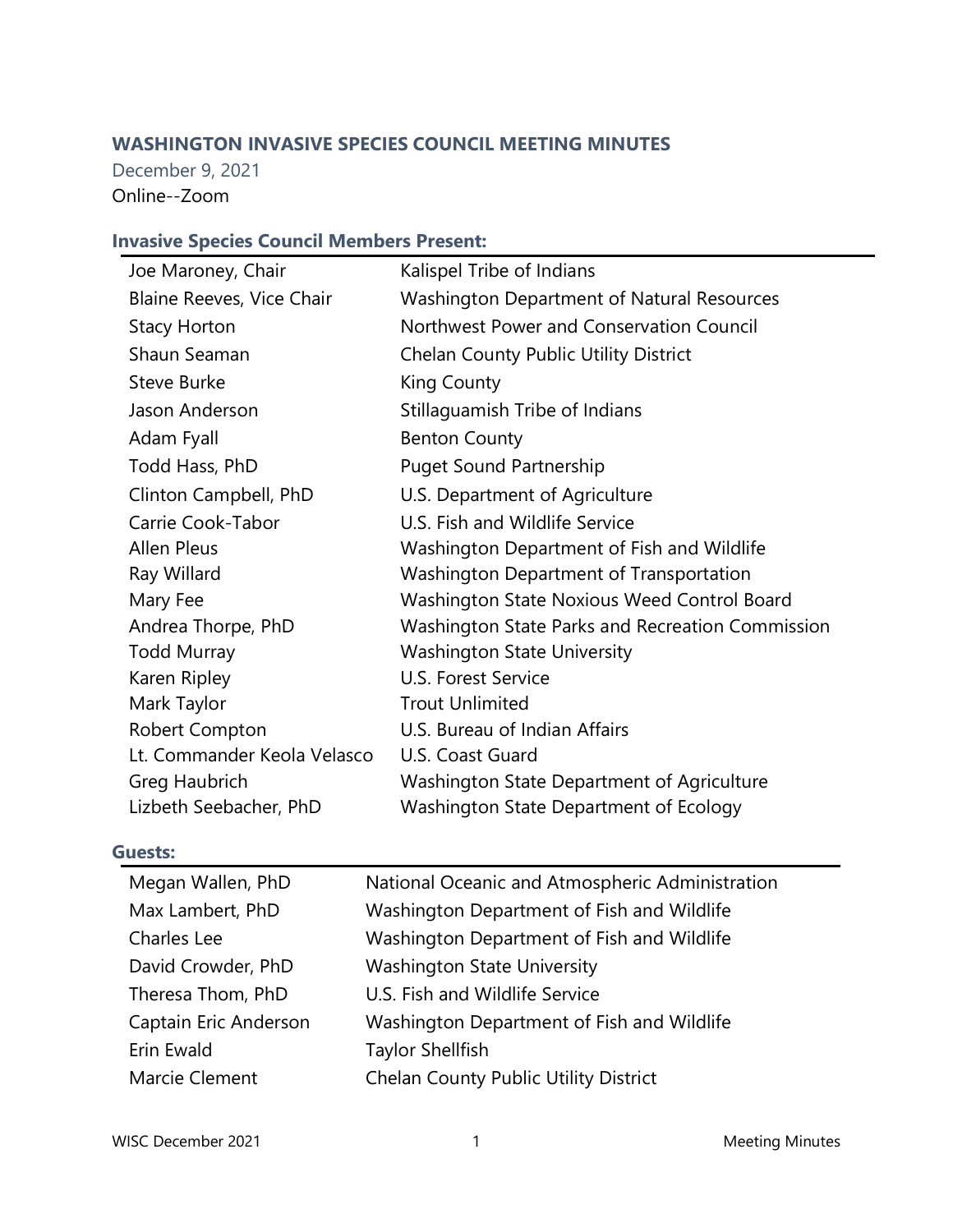# WASHINGTON INVASIVE SPECIES COUNCIL MEETING MINUTES

December 9, 2021

Online--Zoom

## Invasive Species Council Members Present:

| | |
|---|---|
| Joe Maroney, Chair | Kalispel Tribe of Indians |
| Blaine Reeves, Vice Chair | Washington Department of Natural Resources |
| Stacy Horton | Northwest Power and Conservation Council |
| Shaun Seaman | Chelan County Public Utility District |
| Steve Burke | King County |
| Jason Anderson | Stillaguamish Tribe of Indians |
| Adam Fyall | Benton County |
| Todd Hass, PhD | Puget Sound Partnership |
| Clinton Campbell, PhD | U.S. Department of Agriculture |
| Carrie Cook-Tabor | U.S. Fish and Wildlife Service |
| Allen Pleus | Washington Department of Fish and Wildlife |
| Ray Willard | Washington Department of Transportation |
| Mary Fee | Washington State Noxious Weed Control Board |
| Andrea Thorpe, PhD | Washington State Parks and Recreation Commission |
| Todd Murray | Washington State University |
| Karen Ripley | U.S. Forest Service |
| Mark Taylor | Trout Unlimited |
| Robert Compton | U.S. Bureau of Indian Affairs |
| Lt. Commander Keola Velasco | U.S. Coast Guard |
| Greg Haubrich | Washington State Department of Agriculture |
| Lizbeth Seebacher, PhD | Washington State Department of Ecology |

## Guests:

| | |
|---|---|
| Megan Wallen, PhD | National Oceanic and Atmospheric Administration |
| Max Lambert, PhD | Washington Department of Fish and Wildlife |
| Charles Lee | Washington Department of Fish and Wildlife |
| David Crowder, PhD | Washington State University |
| Theresa Thom, PhD | U.S. Fish and Wildlife Service |
| Captain Eric Anderson | Washington Department of Fish and Wildlife |
| Erin Ewald | Taylor Shellfish |
| Marcie Clement | Chelan County Public Utility District |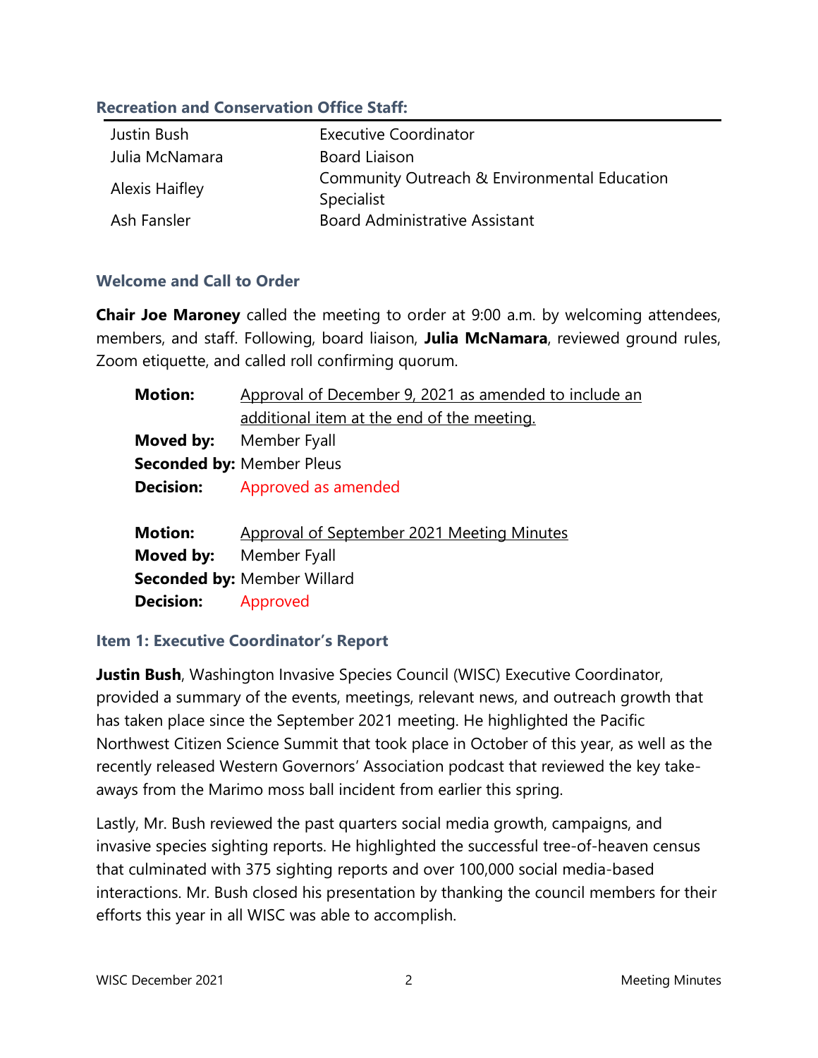### Recreation and Conservation Office Staff:

| | |
|---|---|
| Justin Bush | Executive Coordinator |
| Julia McNamara | Board Liaison |
| Alexis Haifley | Community Outreach & Environmental Education Specialist |
| Ash Fansler | Board Administrative Assistant |

### Welcome and Call to Order

**Chair Joe Maroney** called the meeting to order at 9:00 a.m. by welcoming attendees, members, and staff. Following, board liaison, **Julia McNamara**, reviewed ground rules, Zoom etiquette, and called roll confirming quorum.

**Motion:** Approval of December 9, 2021 as amended to include an additional item at the end of the meeting.
**Moved by:** Member Fyall
**Seconded by:** Member Pleus
**Decision:** Approved as amended

**Motion:** Approval of September 2021 Meeting Minutes
**Moved by:** Member Fyall
**Seconded by:** Member Willard
**Decision:** Approved

### Item 1: Executive Coordinator's Report

**Justin Bush**, Washington Invasive Species Council (WISC) Executive Coordinator, provided a summary of the events, meetings, relevant news, and outreach growth that has taken place since the September 2021 meeting. He highlighted the Pacific Northwest Citizen Science Summit that took place in October of this year, as well as the recently released Western Governors' Association podcast that reviewed the key take-aways from the Marimo moss ball incident from earlier this spring.

Lastly, Mr. Bush reviewed the past quarters social media growth, campaigns, and invasive species sighting reports. He highlighted the successful tree-of-heaven census that culminated with 375 sighting reports and over 100,000 social media-based interactions. Mr. Bush closed his presentation by thanking the council members for their efforts this year in all WISC was able to accomplish.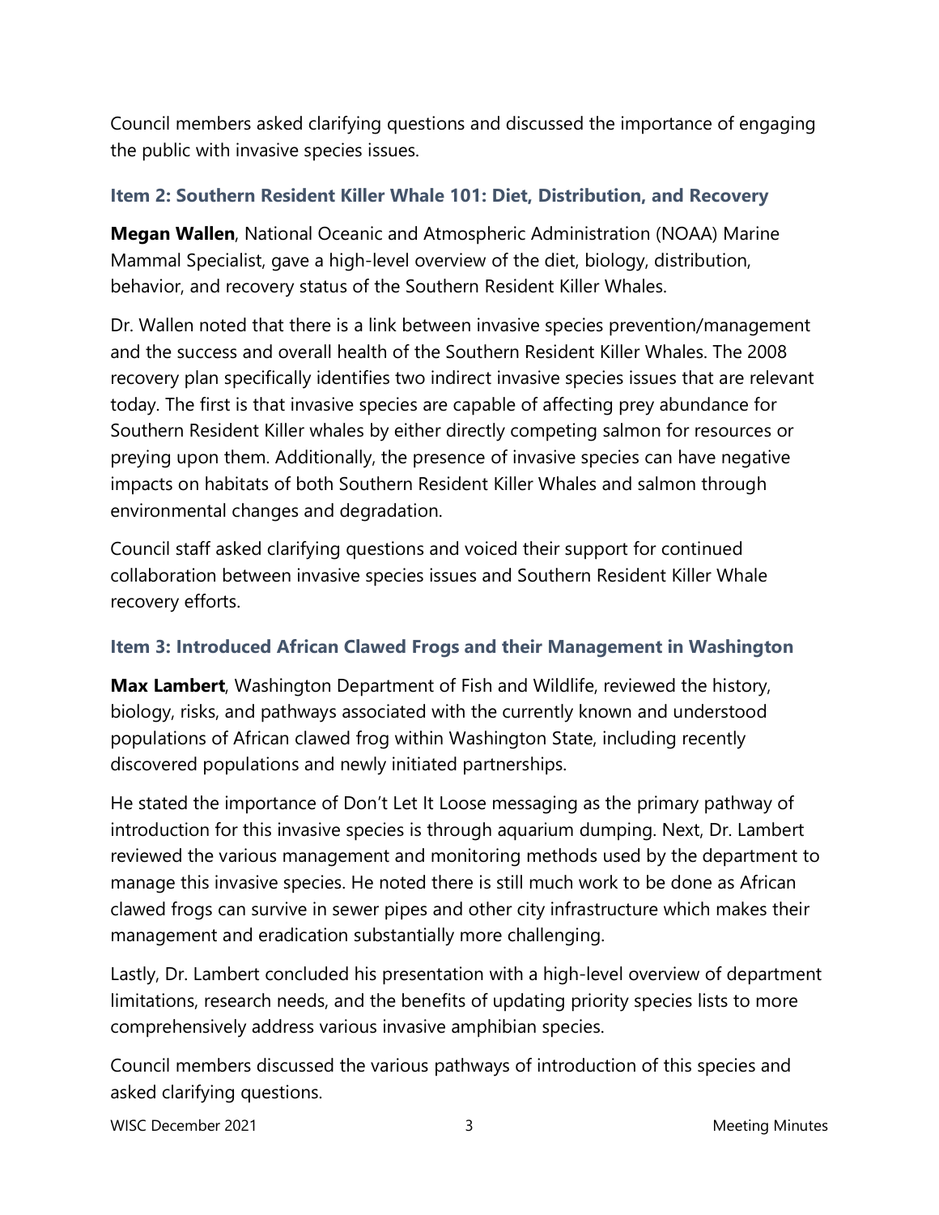Council members asked clarifying questions and discussed the importance of engaging the public with invasive species issues.

### Item 2: Southern Resident Killer Whale 101: Diet, Distribution, and Recovery

**Megan Wallen**, National Oceanic and Atmospheric Administration (NOAA) Marine Mammal Specialist, gave a high-level overview of the diet, biology, distribution, behavior, and recovery status of the Southern Resident Killer Whales.

Dr. Wallen noted that there is a link between invasive species prevention/management and the success and overall health of the Southern Resident Killer Whales. The 2008 recovery plan specifically identifies two indirect invasive species issues that are relevant today. The first is that invasive species are capable of affecting prey abundance for Southern Resident Killer whales by either directly competing salmon for resources or preying upon them. Additionally, the presence of invasive species can have negative impacts on habitats of both Southern Resident Killer Whales and salmon through environmental changes and degradation.

Council staff asked clarifying questions and voiced their support for continued collaboration between invasive species issues and Southern Resident Killer Whale recovery efforts.

### Item 3: Introduced African Clawed Frogs and their Management in Washington

**Max Lambert**, Washington Department of Fish and Wildlife, reviewed the history, biology, risks, and pathways associated with the currently known and understood populations of African clawed frog within Washington State, including recently discovered populations and newly initiated partnerships.

He stated the importance of Don't Let It Loose messaging as the primary pathway of introduction for this invasive species is through aquarium dumping. Next, Dr. Lambert reviewed the various management and monitoring methods used by the department to manage this invasive species. He noted there is still much work to be done as African clawed frogs can survive in sewer pipes and other city infrastructure which makes their management and eradication substantially more challenging.

Lastly, Dr. Lambert concluded his presentation with a high-level overview of department limitations, research needs, and the benefits of updating priority species lists to more comprehensively address various invasive amphibian species.

Council members discussed the various pathways of introduction of this species and asked clarifying questions.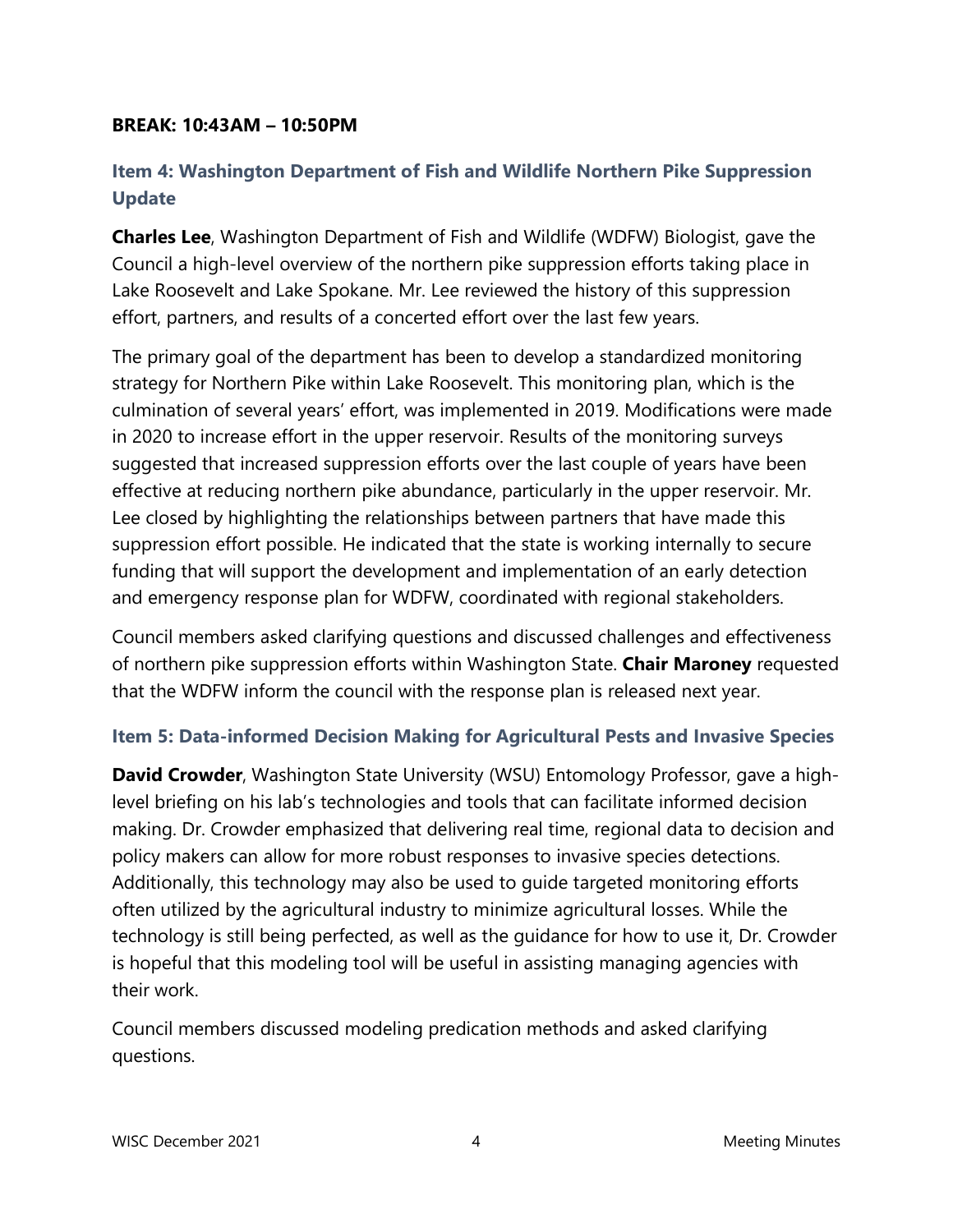**BREAK: 10:43AM – 10:50PM**

## Item 4: Washington Department of Fish and Wildlife Northern Pike Suppression Update

**Charles Lee**, Washington Department of Fish and Wildlife (WDFW) Biologist, gave the Council a high-level overview of the northern pike suppression efforts taking place in Lake Roosevelt and Lake Spokane. Mr. Lee reviewed the history of this suppression effort, partners, and results of a concerted effort over the last few years.

The primary goal of the department has been to develop a standardized monitoring strategy for Northern Pike within Lake Roosevelt. This monitoring plan, which is the culmination of several years' effort, was implemented in 2019. Modifications were made in 2020 to increase effort in the upper reservoir. Results of the monitoring surveys suggested that increased suppression efforts over the last couple of years have been effective at reducing northern pike abundance, particularly in the upper reservoir. Mr. Lee closed by highlighting the relationships between partners that have made this suppression effort possible. He indicated that the state is working internally to secure funding that will support the development and implementation of an early detection and emergency response plan for WDFW, coordinated with regional stakeholders.

Council members asked clarifying questions and discussed challenges and effectiveness of northern pike suppression efforts within Washington State. **Chair Maroney** requested that the WDFW inform the council with the response plan is released next year.

## Item 5: Data-informed Decision Making for Agricultural Pests and Invasive Species

**David Crowder**, Washington State University (WSU) Entomology Professor, gave a high-level briefing on his lab's technologies and tools that can facilitate informed decision making. Dr. Crowder emphasized that delivering real time, regional data to decision and policy makers can allow for more robust responses to invasive species detections. Additionally, this technology may also be used to guide targeted monitoring efforts often utilized by the agricultural industry to minimize agricultural losses. While the technology is still being perfected, as well as the guidance for how to use it, Dr. Crowder is hopeful that this modeling tool will be useful in assisting managing agencies with their work.

Council members discussed modeling predication methods and asked clarifying questions.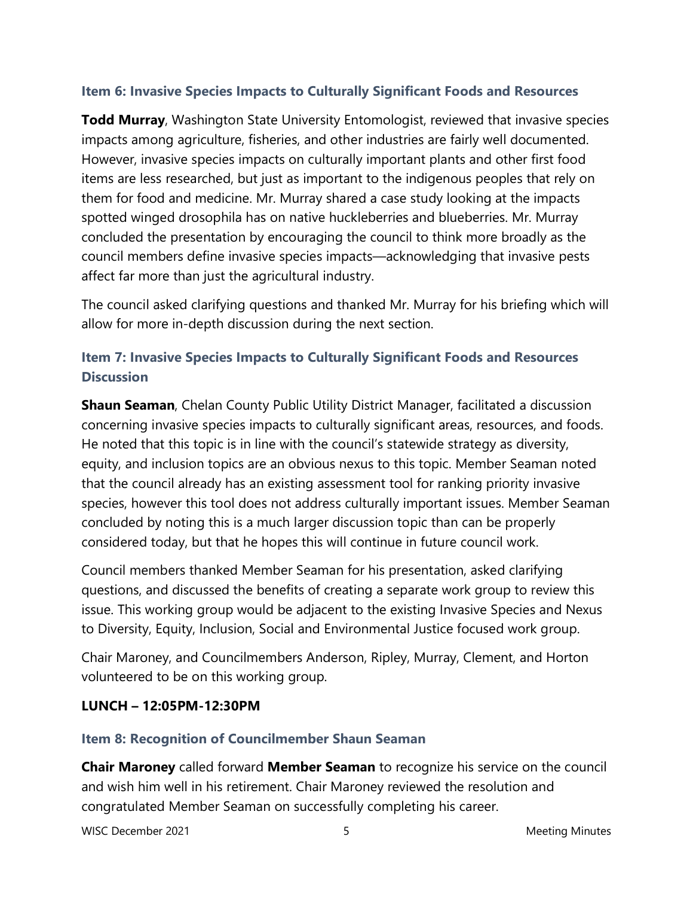### Item 6: Invasive Species Impacts to Culturally Significant Foods and Resources

**Todd Murray**, Washington State University Entomologist, reviewed that invasive species impacts among agriculture, fisheries, and other industries are fairly well documented. However, invasive species impacts on culturally important plants and other first food items are less researched, but just as important to the indigenous peoples that rely on them for food and medicine. Mr. Murray shared a case study looking at the impacts spotted winged drosophila has on native huckleberries and blueberries. Mr. Murray concluded the presentation by encouraging the council to think more broadly as the council members define invasive species impacts—acknowledging that invasive pests affect far more than just the agricultural industry.

The council asked clarifying questions and thanked Mr. Murray for his briefing which will allow for more in-depth discussion during the next section.

### Item 7: Invasive Species Impacts to Culturally Significant Foods and Resources Discussion

**Shaun Seaman**, Chelan County Public Utility District Manager, facilitated a discussion concerning invasive species impacts to culturally significant areas, resources, and foods. He noted that this topic is in line with the council's statewide strategy as diversity, equity, and inclusion topics are an obvious nexus to this topic. Member Seaman noted that the council already has an existing assessment tool for ranking priority invasive species, however this tool does not address culturally important issues. Member Seaman concluded by noting this is a much larger discussion topic than can be properly considered today, but that he hopes this will continue in future council work.

Council members thanked Member Seaman for his presentation, asked clarifying questions, and discussed the benefits of creating a separate work group to review this issue. This working group would be adjacent to the existing Invasive Species and Nexus to Diversity, Equity, Inclusion, Social and Environmental Justice focused work group.

Chair Maroney, and Councilmembers Anderson, Ripley, Murray, Clement, and Horton volunteered to be on this working group.

**LUNCH – 12:05PM-12:30PM**

### Item 8: Recognition of Councilmember Shaun Seaman

**Chair Maroney** called forward **Member Seaman** to recognize his service on the council and wish him well in his retirement. Chair Maroney reviewed the resolution and congratulated Member Seaman on successfully completing his career.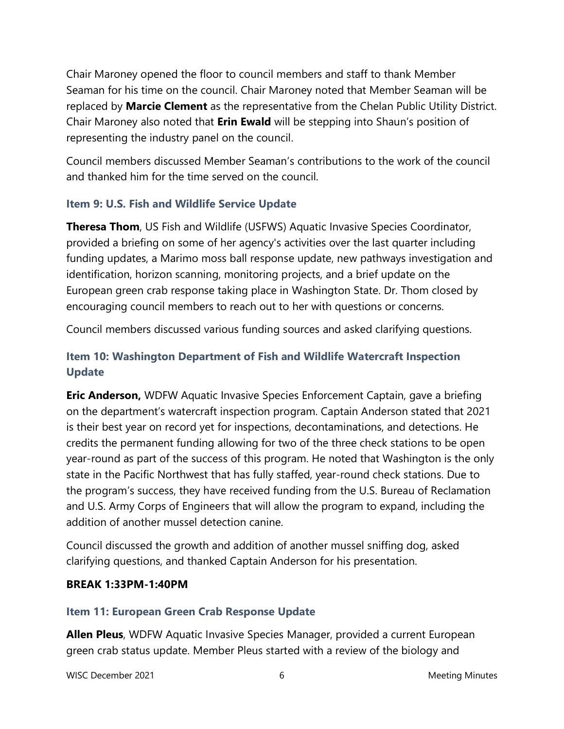Chair Maroney opened the floor to council members and staff to thank Member Seaman for his time on the council. Chair Maroney noted that Member Seaman will be replaced by **Marcie Clement** as the representative from the Chelan Public Utility District. Chair Maroney also noted that **Erin Ewald** will be stepping into Shaun's position of representing the industry panel on the council.

Council members discussed Member Seaman's contributions to the work of the council and thanked him for the time served on the council.

### Item 9: U.S. Fish and Wildlife Service Update

**Theresa Thom**, US Fish and Wildlife (USFWS) Aquatic Invasive Species Coordinator, provided a briefing on some of her agency's activities over the last quarter including funding updates, a Marimo moss ball response update, new pathways investigation and identification, horizon scanning, monitoring projects, and a brief update on the European green crab response taking place in Washington State. Dr. Thom closed by encouraging council members to reach out to her with questions or concerns.

Council members discussed various funding sources and asked clarifying questions.

### Item 10: Washington Department of Fish and Wildlife Watercraft Inspection Update

**Eric Anderson,** WDFW Aquatic Invasive Species Enforcement Captain, gave a briefing on the department's watercraft inspection program. Captain Anderson stated that 2021 is their best year on record yet for inspections, decontaminations, and detections. He credits the permanent funding allowing for two of the three check stations to be open year-round as part of the success of this program. He noted that Washington is the only state in the Pacific Northwest that has fully staffed, year-round check stations. Due to the program's success, they have received funding from the U.S. Bureau of Reclamation and U.S. Army Corps of Engineers that will allow the program to expand, including the addition of another mussel detection canine.

Council discussed the growth and addition of another mussel sniffing dog, asked clarifying questions, and thanked Captain Anderson for his presentation.

**BREAK 1:33PM-1:40PM**

### Item 11: European Green Crab Response Update

**Allen Pleus**, WDFW Aquatic Invasive Species Manager, provided a current European green crab status update. Member Pleus started with a review of the biology and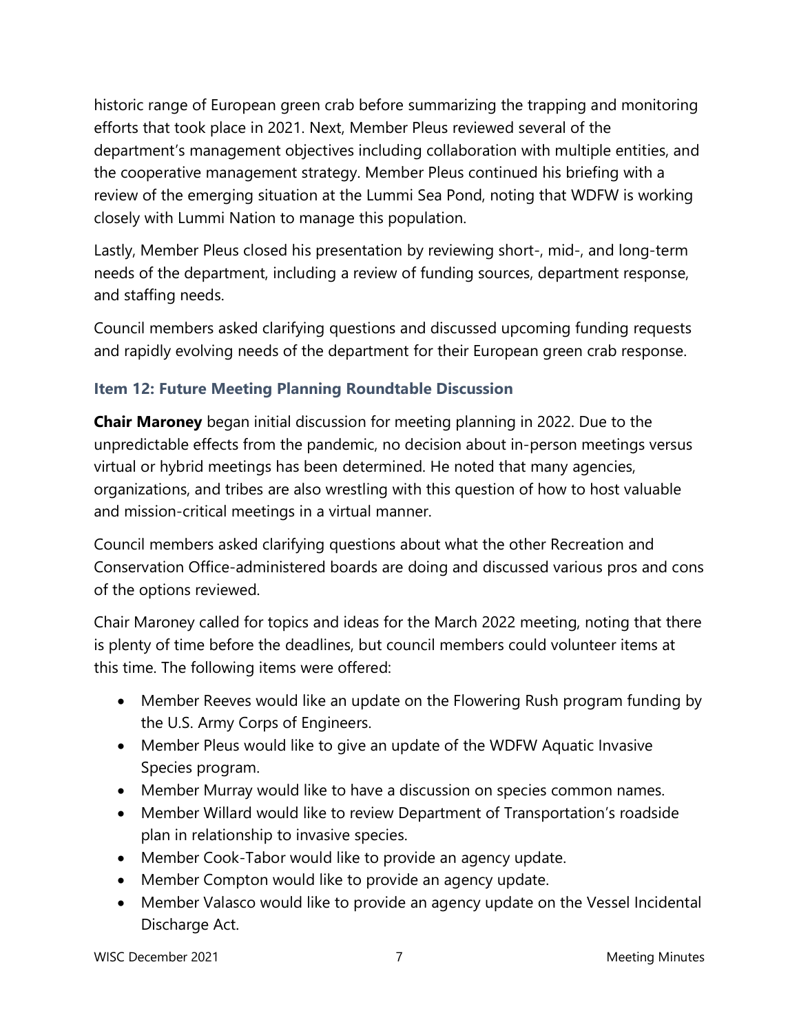historic range of European green crab before summarizing the trapping and monitoring efforts that took place in 2021. Next, Member Pleus reviewed several of the department's management objectives including collaboration with multiple entities, and the cooperative management strategy. Member Pleus continued his briefing with a review of the emerging situation at the Lummi Sea Pond, noting that WDFW is working closely with Lummi Nation to manage this population.

Lastly, Member Pleus closed his presentation by reviewing short-, mid-, and long-term needs of the department, including a review of funding sources, department response, and staffing needs.

Council members asked clarifying questions and discussed upcoming funding requests and rapidly evolving needs of the department for their European green crab response.

### Item 12: Future Meeting Planning Roundtable Discussion

**Chair Maroney** began initial discussion for meeting planning in 2022. Due to the unpredictable effects from the pandemic, no decision about in-person meetings versus virtual or hybrid meetings has been determined. He noted that many agencies, organizations, and tribes are also wrestling with this question of how to host valuable and mission-critical meetings in a virtual manner.

Council members asked clarifying questions about what the other Recreation and Conservation Office-administered boards are doing and discussed various pros and cons of the options reviewed.

Chair Maroney called for topics and ideas for the March 2022 meeting, noting that there is plenty of time before the deadlines, but council members could volunteer items at this time. The following items were offered:

- Member Reeves would like an update on the Flowering Rush program funding by the U.S. Army Corps of Engineers.
- Member Pleus would like to give an update of the WDFW Aquatic Invasive Species program.
- Member Murray would like to have a discussion on species common names.
- Member Willard would like to review Department of Transportation's roadside plan in relationship to invasive species.
- Member Cook-Tabor would like to provide an agency update.
- Member Compton would like to provide an agency update.
- Member Valasco would like to provide an agency update on the Vessel Incidental Discharge Act.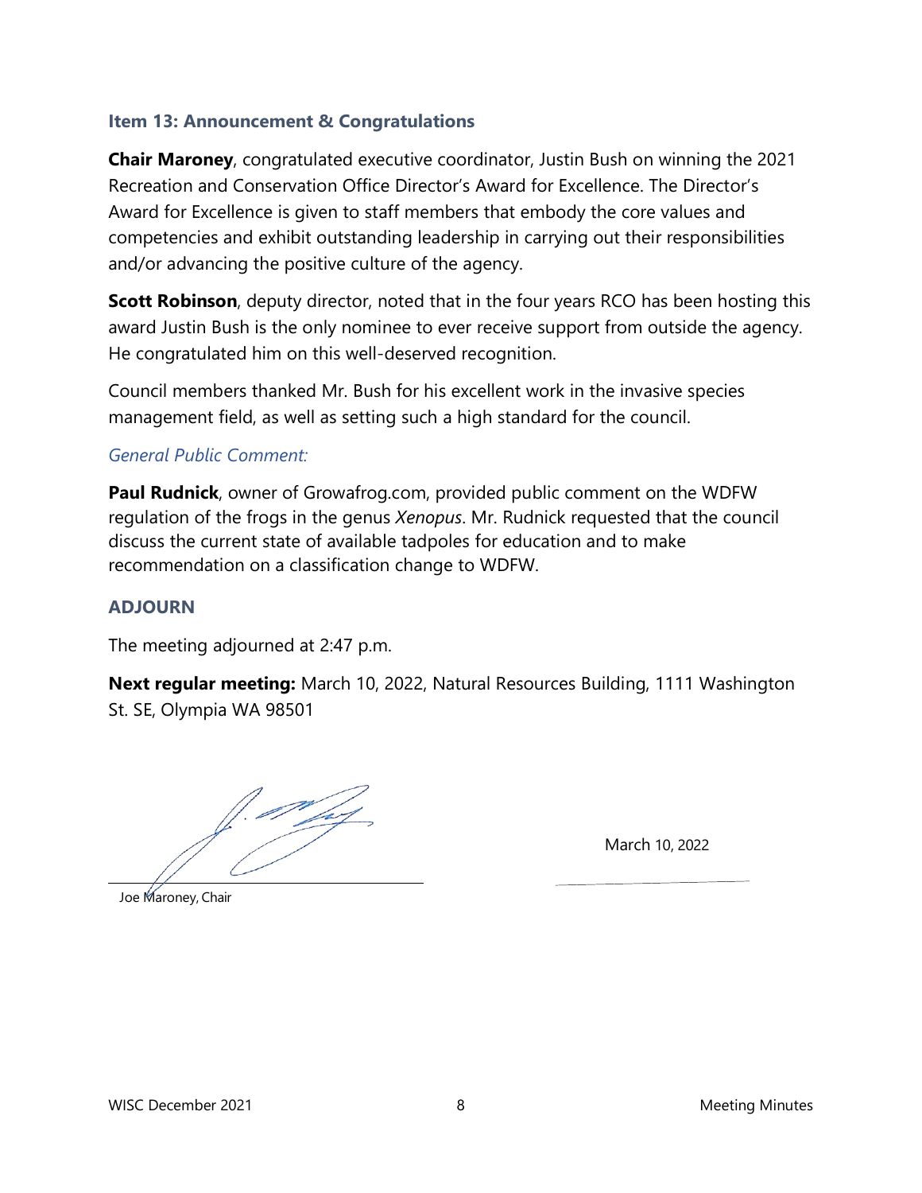### Item 13: Announcement & Congratulations

**Chair Maroney**, congratulated executive coordinator, Justin Bush on winning the 2021 Recreation and Conservation Office Director's Award for Excellence. The Director's Award for Excellence is given to staff members that embody the core values and competencies and exhibit outstanding leadership in carrying out their responsibilities and/or advancing the positive culture of the agency.

**Scott Robinson**, deputy director, noted that in the four years RCO has been hosting this award Justin Bush is the only nominee to ever receive support from outside the agency. He congratulated him on this well-deserved recognition.

Council members thanked Mr. Bush for his excellent work in the invasive species management field, as well as setting such a high standard for the council.

*General Public Comment:*

**Paul Rudnick**, owner of Growafrog.com, provided public comment on the WDFW regulation of the frogs in the genus *Xenopus*. Mr. Rudnick requested that the council discuss the current state of available tadpoles for education and to make recommendation on a classification change to WDFW.

### ADJOURN

The meeting adjourned at 2:47 p.m.

**Next regular meeting:** March 10, 2022, Natural Resources Building, 1111 Washington St. SE, Olympia WA 98501

Joe Maroney, Chair

March 10, 2022